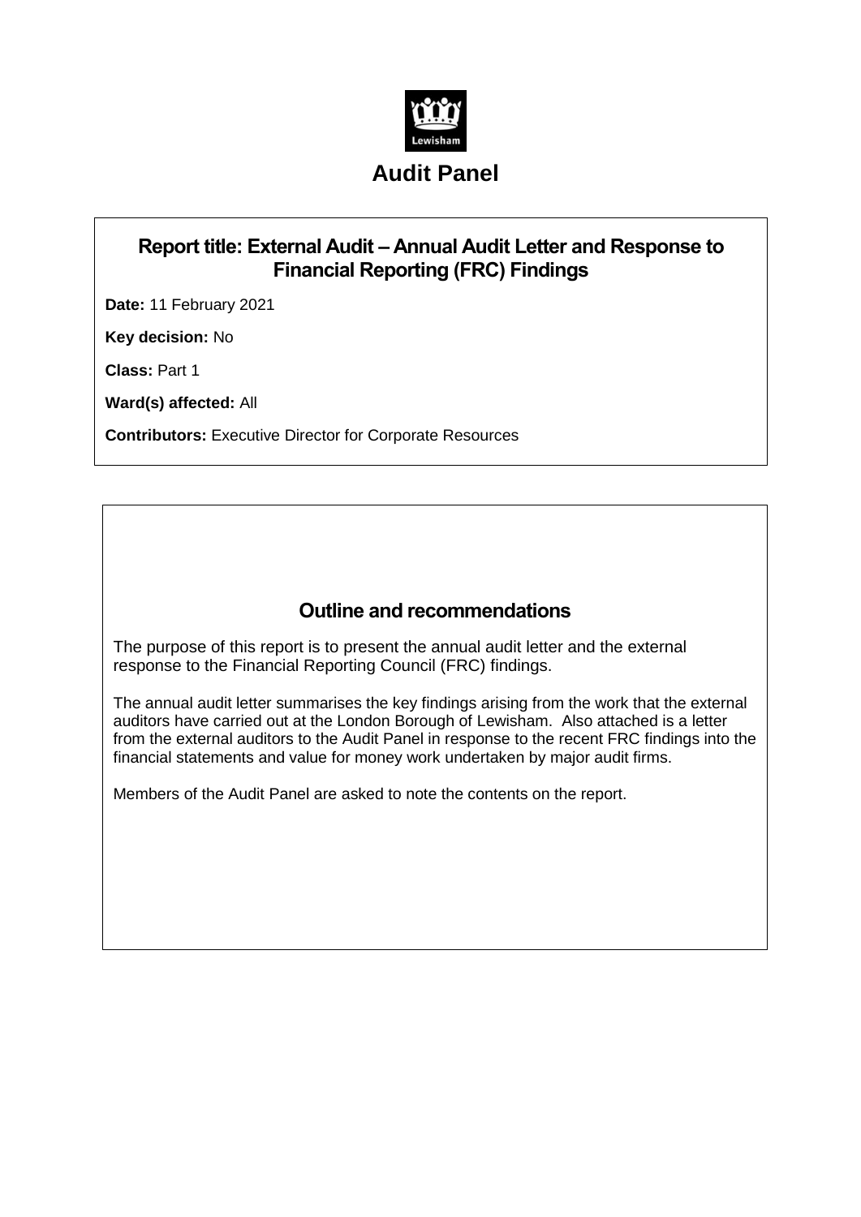# Audit Panel

## Report title: External Audit – Annual Audit Letter and Response to Financial Reporting (FRC) Findings

**Date:** 11 February 2021

**Key decision:** No

**Class:** Part 1

**Ward(s) affected:** All

**Contributors:** Executive Director for Corporate Resources

## Outline and recommendations

The purpose of this report is to present the annual audit letter and the external response to the Financial Reporting Council (FRC) findings.

The annual audit letter summarises the key findings arising from the work that the external auditors have carried out at the London Borough of Lewisham. Also attached is a letter from the external auditors to the Audit Panel in response to the recent FRC findings into the financial statements and value for money work undertaken by major audit firms.

Members of the Audit Panel are asked to note the contents on the report.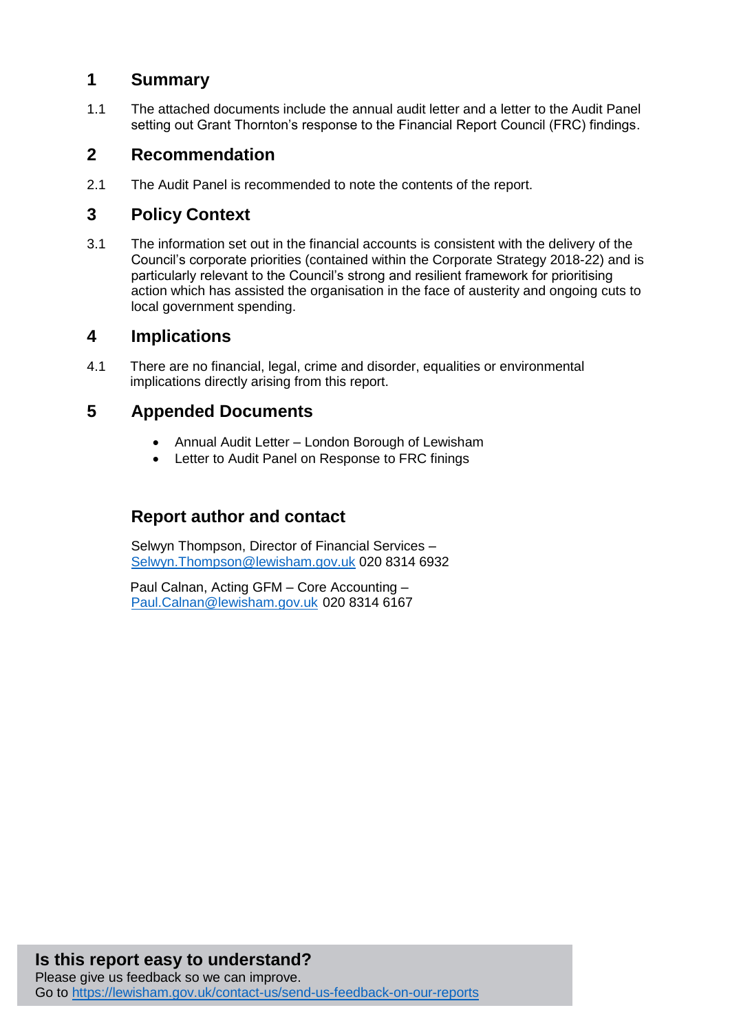## 1 Summary

1.1 The attached documents include the annual audit letter and a letter to the Audit Panel setting out Grant Thornton's response to the Financial Report Council (FRC) findings.

## 2 Recommendation

2.1 The Audit Panel is recommended to note the contents of the report.

## 3 Policy Context

3.1 The information set out in the financial accounts is consistent with the delivery of the Council's corporate priorities (contained within the Corporate Strategy 2018-22) and is particularly relevant to the Council's strong and resilient framework for prioritising action which has assisted the organisation in the face of austerity and ongoing cuts to local government spending.

## 4 Implications

4.1 There are no financial, legal, crime and disorder, equalities or environmental implications directly arising from this report.

## 5 Appended Documents

- Annual Audit Letter – London Borough of Lewisham
- Letter to Audit Panel on Response to FRC finings

### Report author and contact

Selwyn Thompson, Director of Financial Services – Selwyn.Thompson@lewisham.gov.uk 020 8314 6932

Paul Calnan, Acting GFM – Core Accounting – Paul.Calnan@lewisham.gov.uk 020 8314 6167

**Is this report easy to understand?**

Please give us feedback so we can improve.

Go to https://lewisham.gov.uk/contact-us/send-us-feedback-on-our-reports